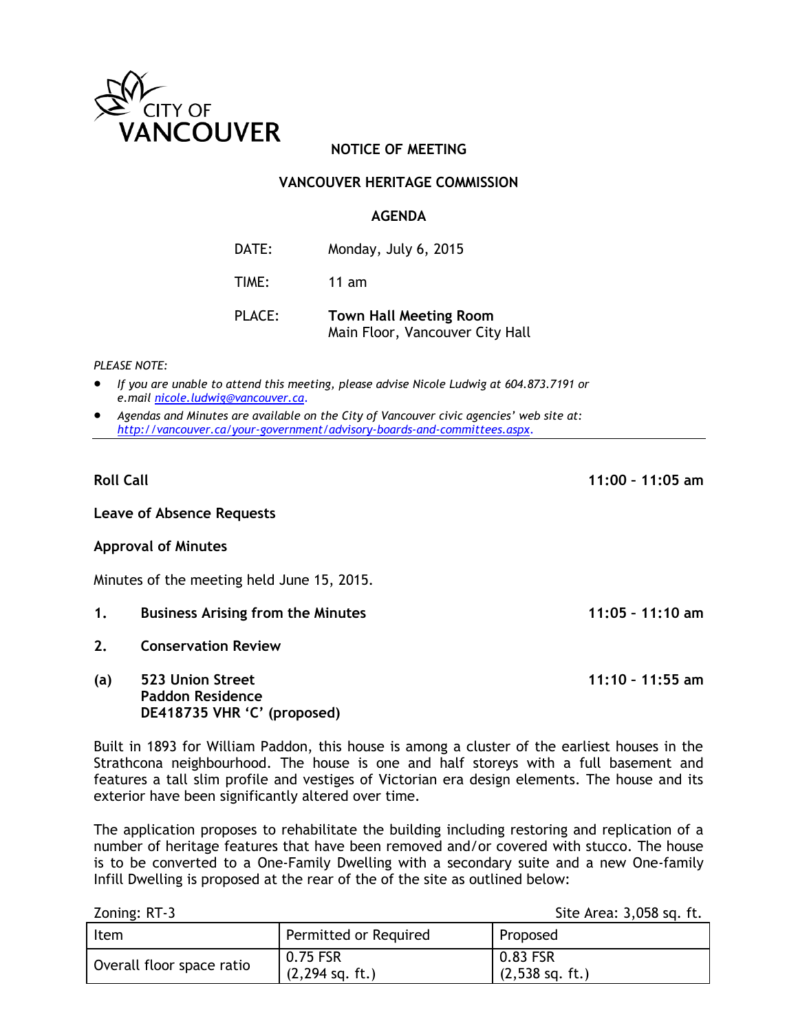CITY OF VANCOUVER

**NOTICE OF MEETING**

**VANCOUVER HERITAGE COMMISSION**

**AGENDA**

DATE: Monday, July 6, 2015

TIME: 11 am

PLACE: **Town Hall Meeting Room**
Main Floor, Vancouver City Hall

*PLEASE NOTE:*

- *If you are unable to attend this meeting, please advise Nicole Ludwig at 604.873.7191 or e.mail nicole.ludwig@vancouver.ca.*
- *Agendas and Minutes are available on the City of Vancouver civic agencies' web site at: http://vancouver.ca/your-government/advisory-boards-and-committees.aspx.*

---

**Roll Call** — **11:00 – 11:05 am**

**Leave of Absence Requests**

**Approval of Minutes**

Minutes of the meeting held June 15, 2015.

**1. Business Arising from the Minutes** — **11:05 – 11:10 am**

**2. Conservation Review**

**(a) 523 Union Street**
**Paddon Residence**
**DE418735 VHR 'C' (proposed)** — **11:10 – 11:55 am**

Built in 1893 for William Paddon, this house is among a cluster of the earliest houses in the Strathcona neighbourhood. The house is one and half storeys with a full basement and features a tall slim profile and vestiges of Victorian era design elements. The house and its exterior have been significantly altered over time.

The application proposes to rehabilitate the building including restoring and replication of a number of heritage features that have been removed and/or covered with stucco. The house is to be converted to a One-Family Dwelling with a secondary suite and a new One-family Infill Dwelling is proposed at the rear of the of the site as outlined below:

Zoning: RT-3 — Site Area: 3,058 sq. ft.

| Item | Permitted or Required | Proposed |
|---|---|---|
| Overall floor space ratio | 0.75 FSR (2,294 sq. ft.) | 0.83 FSR (2,538 sq. ft.) |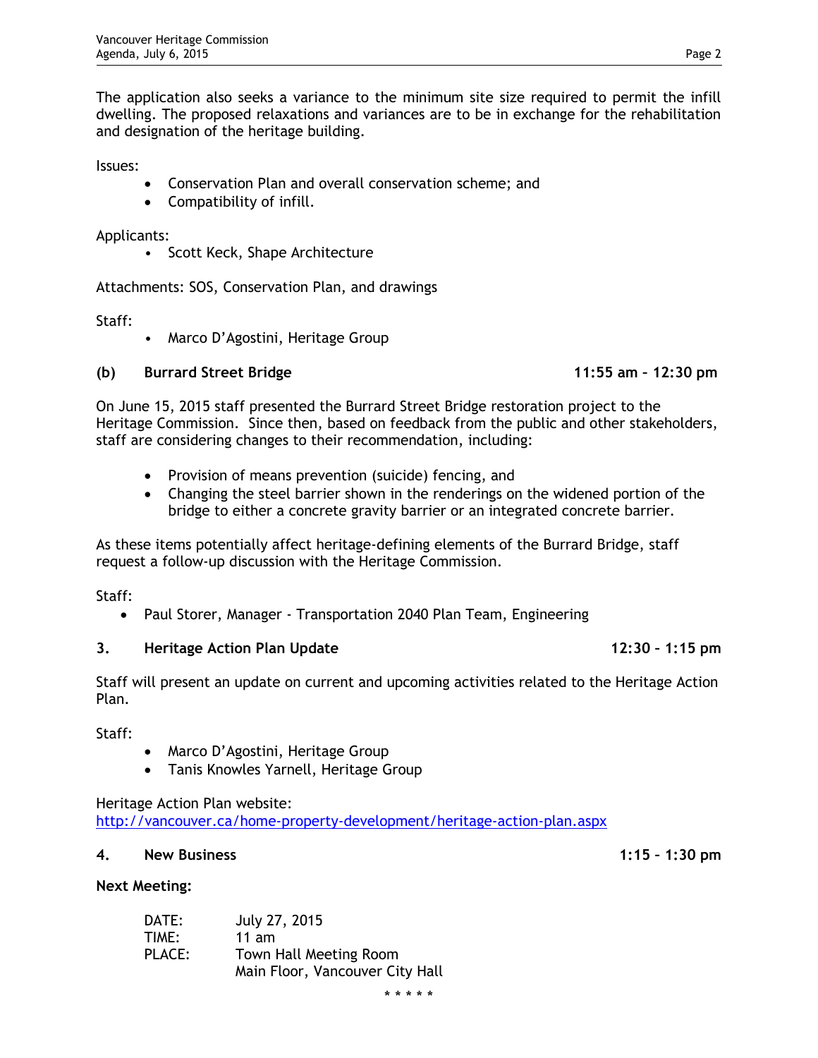The application also seeks a variance to the minimum site size required to permit the infill dwelling. The proposed relaxations and variances are to be in exchange for the rehabilitation and designation of the heritage building.

Issues:

- Conservation Plan and overall conservation scheme; and
- Compatibility of infill.

Applicants:

- Scott Keck, Shape Architecture

Attachments: SOS, Conservation Plan, and drawings

Staff:

- Marco D'Agostini, Heritage Group

### (b) Burrard Street Bridge — 11:55 am – 12:30 pm

On June 15, 2015 staff presented the Burrard Street Bridge restoration project to the Heritage Commission. Since then, based on feedback from the public and other stakeholders, staff are considering changes to their recommendation, including:

- Provision of means prevention (suicide) fencing, and
- Changing the steel barrier shown in the renderings on the widened portion of the bridge to either a concrete gravity barrier or an integrated concrete barrier.

As these items potentially affect heritage-defining elements of the Burrard Bridge, staff request a follow-up discussion with the Heritage Commission.

Staff:

- Paul Storer, Manager - Transportation 2040 Plan Team, Engineering

## 3. Heritage Action Plan Update — 12:30 – 1:15 pm

Staff will present an update on current and upcoming activities related to the Heritage Action Plan.

Staff:

- Marco D'Agostini, Heritage Group
- Tanis Knowles Yarnell, Heritage Group

Heritage Action Plan website:
http://vancouver.ca/home-property-development/heritage-action-plan.aspx

## 4. New Business — 1:15 – 1:30 pm

**Next Meeting:**

DATE: July 27, 2015
TIME: 11 am
PLACE: Town Hall Meeting Room
Main Floor, Vancouver City Hall

\* \* \* \* \*